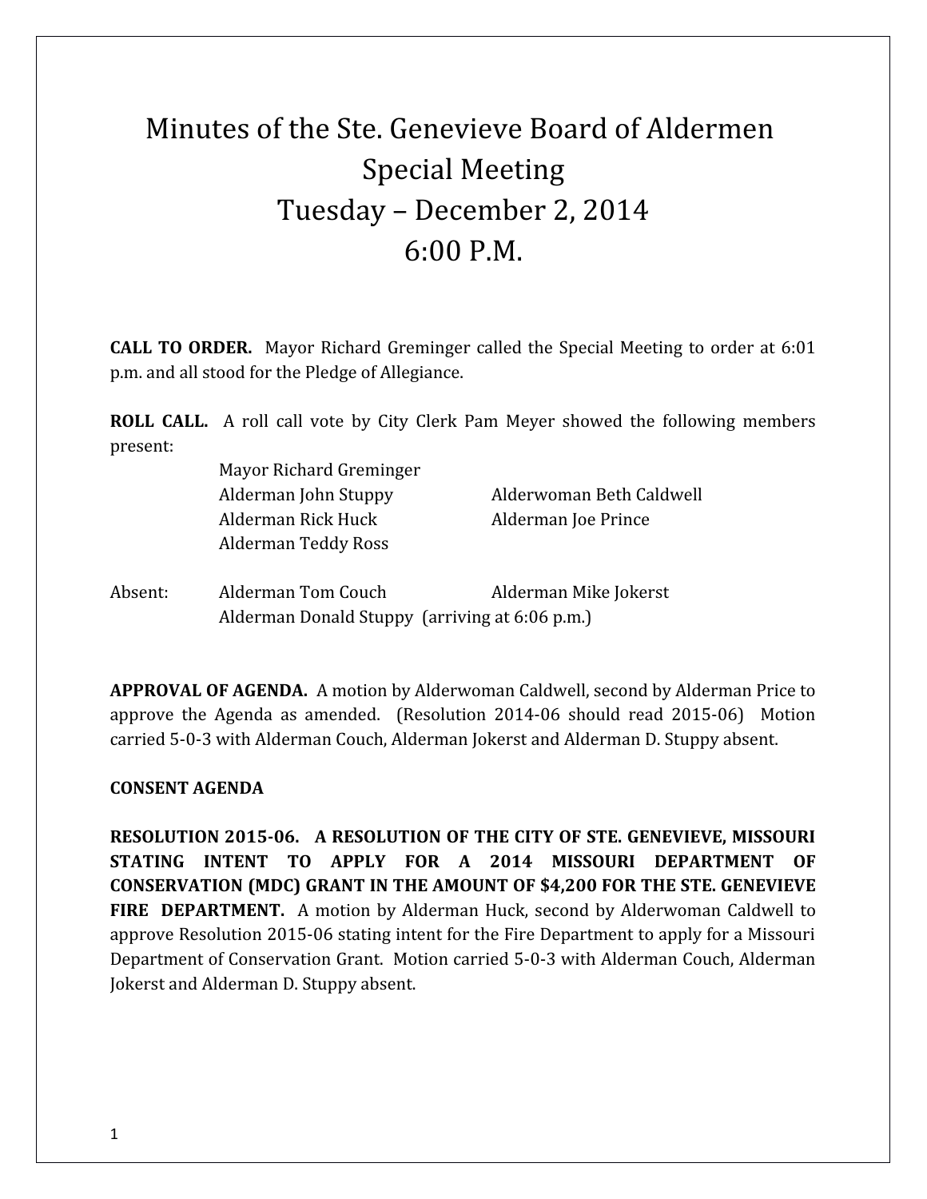# Minutes of the Ste. Genevieve Board of Aldermen Special Meeting Tuesday – December 2, 2014 6:00 P.M.

**CALL TO ORDER.** Mayor Richard Greminger called the Special Meeting to order at 6:01 p.m. and all stood for the Pledge of Allegiance.

**ROLL CALL.** A roll call vote by City Clerk Pam Meyer showed the following members present:

Mayor Richard Greminger
Alderman John Stuppy
Alderwoman Beth Caldwell
Alderman Rick Huck
Alderman Joe Prince
Alderman Teddy Ross

Absent:
Alderman Tom Couch
Alderman Mike Jokerst
Alderman Donald Stuppy (arriving at 6:06 p.m.)

**APPROVAL OF AGENDA.** A motion by Alderwoman Caldwell, second by Alderman Price to approve the Agenda as amended. (Resolution 2014-06 should read 2015-06) Motion carried 5-0-3 with Alderman Couch, Alderman Jokerst and Alderman D. Stuppy absent.

**CONSENT AGENDA**

**RESOLUTION 2015-06. A RESOLUTION OF THE CITY OF STE. GENEVIEVE, MISSOURI STATING INTENT TO APPLY FOR A 2014 MISSOURI DEPARTMENT OF CONSERVATION (MDC) GRANT IN THE AMOUNT OF $4,200 FOR THE STE. GENEVIEVE FIRE DEPARTMENT.** A motion by Alderman Huck, second by Alderwoman Caldwell to approve Resolution 2015-06 stating intent for the Fire Department to apply for a Missouri Department of Conservation Grant. Motion carried 5-0-3 with Alderman Couch, Alderman Jokerst and Alderman D. Stuppy absent.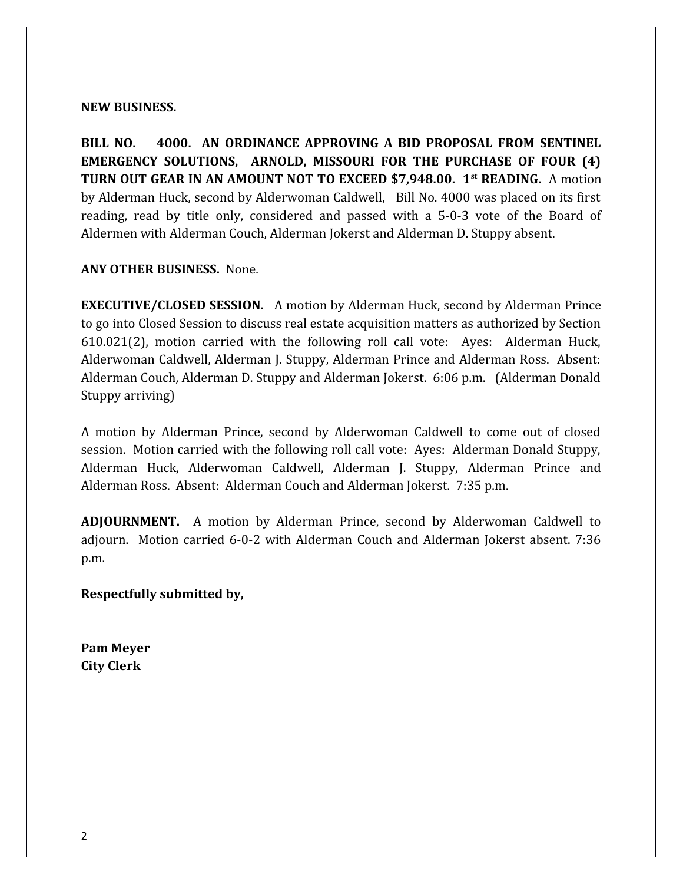**NEW BUSINESS.**

**BILL NO. 4000. AN ORDINANCE APPROVING A BID PROPOSAL FROM SENTINEL EMERGENCY SOLUTIONS, ARNOLD, MISSOURI FOR THE PURCHASE OF FOUR (4) TURN OUT GEAR IN AN AMOUNT NOT TO EXCEED $7,948.00. 1st READING.** A motion by Alderman Huck, second by Alderwoman Caldwell, Bill No. 4000 was placed on its first reading, read by title only, considered and passed with a 5-0-3 vote of the Board of Aldermen with Alderman Couch, Alderman Jokerst and Alderman D. Stuppy absent.

**ANY OTHER BUSINESS.** None.

**EXECUTIVE/CLOSED SESSION.** A motion by Alderman Huck, second by Alderman Prince to go into Closed Session to discuss real estate acquisition matters as authorized by Section 610.021(2), motion carried with the following roll call vote: Ayes: Alderman Huck, Alderwoman Caldwell, Alderman J. Stuppy, Alderman Prince and Alderman Ross. Absent: Alderman Couch, Alderman D. Stuppy and Alderman Jokerst. 6:06 p.m. (Alderman Donald Stuppy arriving)

A motion by Alderman Prince, second by Alderwoman Caldwell to come out of closed session. Motion carried with the following roll call vote: Ayes: Alderman Donald Stuppy, Alderman Huck, Alderwoman Caldwell, Alderman J. Stuppy, Alderman Prince and Alderman Ross. Absent: Alderman Couch and Alderman Jokerst. 7:35 p.m.

**ADJOURNMENT.** A motion by Alderman Prince, second by Alderwoman Caldwell to adjourn. Motion carried 6-0-2 with Alderman Couch and Alderman Jokerst absent. 7:36 p.m.

**Respectfully submitted by,**

**Pam Meyer**
**City Clerk**